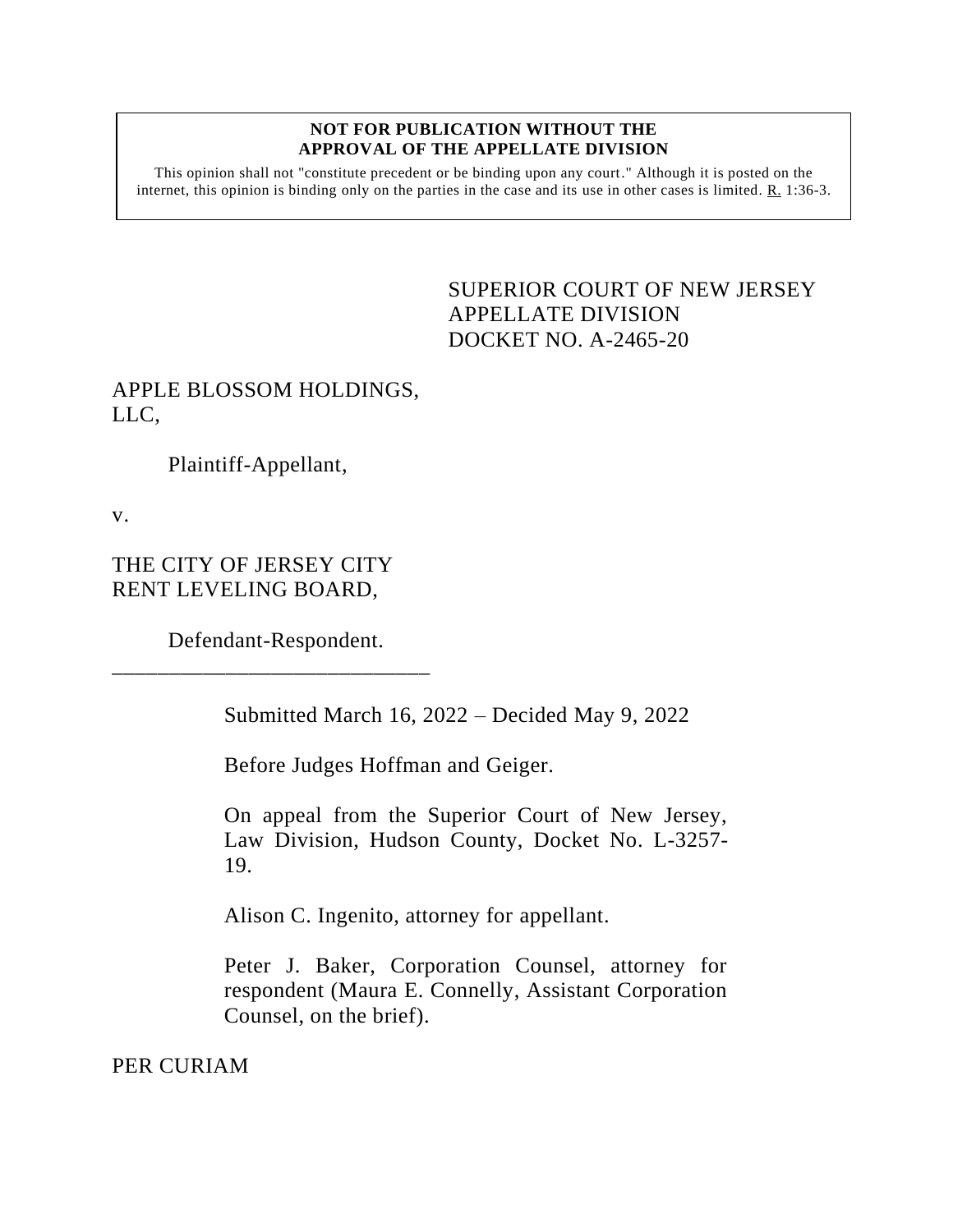**NOT FOR PUBLICATION WITHOUT THE APPROVAL OF THE APPELLATE DIVISION**

This opinion shall not "constitute precedent or be binding upon any court." Although it is posted on the internet, this opinion is binding only on the parties in the case and its use in other cases is limited. R. 1:36-3.

SUPERIOR COURT OF NEW JERSEY
APPELLATE DIVISION
DOCKET NO. A-2465-20

APPLE BLOSSOM HOLDINGS, LLC,

Plaintiff-Appellant,

v.

THE CITY OF JERSEY CITY RENT LEVELING BOARD,

Defendant-Respondent.

_____________________________

Submitted March 16, 2022 – Decided May 9, 2022

Before Judges Hoffman and Geiger.

On appeal from the Superior Court of New Jersey, Law Division, Hudson County, Docket No. L-3257-19.

Alison C. Ingenito, attorney for appellant.

Peter J. Baker, Corporation Counsel, attorney for respondent (Maura E. Connelly, Assistant Corporation Counsel, on the brief).

PER CURIAM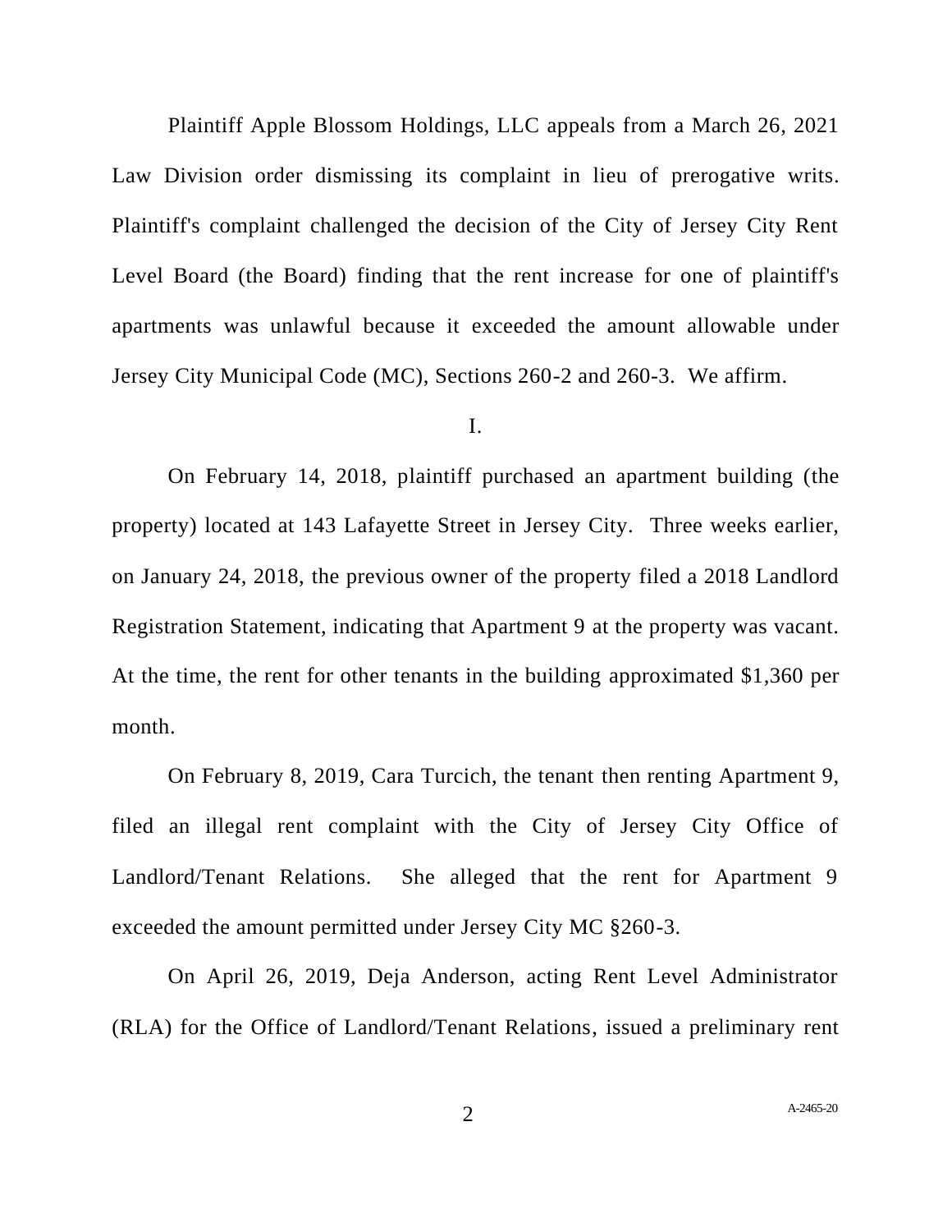Plaintiff Apple Blossom Holdings, LLC appeals from a March 26, 2021 Law Division order dismissing its complaint in lieu of prerogative writs. Plaintiff's complaint challenged the decision of the City of Jersey City Rent Level Board (the Board) finding that the rent increase for one of plaintiff's apartments was unlawful because it exceeded the amount allowable under Jersey City Municipal Code (MC), Sections 260-2 and 260-3. We affirm.

I.

On February 14, 2018, plaintiff purchased an apartment building (the property) located at 143 Lafayette Street in Jersey City. Three weeks earlier, on January 24, 2018, the previous owner of the property filed a 2018 Landlord Registration Statement, indicating that Apartment 9 at the property was vacant. At the time, the rent for other tenants in the building approximated $1,360 per month.

On February 8, 2019, Cara Turcich, the tenant then renting Apartment 9, filed an illegal rent complaint with the City of Jersey City Office of Landlord/Tenant Relations. She alleged that the rent for Apartment 9 exceeded the amount permitted under Jersey City MC §260-3.

On April 26, 2019, Deja Anderson, acting Rent Level Administrator (RLA) for the Office of Landlord/Tenant Relations, issued a preliminary rent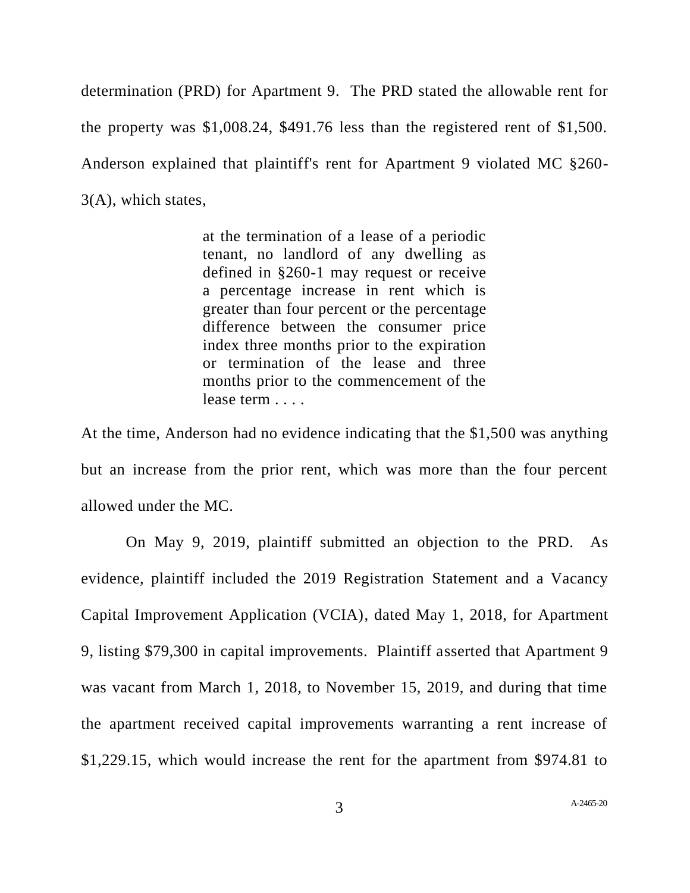determination (PRD) for Apartment 9. The PRD stated the allowable rent for the property was $1,008.24, $491.76 less than the registered rent of $1,500. Anderson explained that plaintiff's rent for Apartment 9 violated MC §260-3(A), which states,

> at the termination of a lease of a periodic tenant, no landlord of any dwelling as defined in §260-1 may request or receive a percentage increase in rent which is greater than four percent or the percentage difference between the consumer price index three months prior to the expiration or termination of the lease and three months prior to the commencement of the lease term . . . .

At the time, Anderson had no evidence indicating that the $1,500 was anything but an increase from the prior rent, which was more than the four percent allowed under the MC.

On May 9, 2019, plaintiff submitted an objection to the PRD. As evidence, plaintiff included the 2019 Registration Statement and a Vacancy Capital Improvement Application (VCIA), dated May 1, 2018, for Apartment 9, listing $79,300 in capital improvements. Plaintiff asserted that Apartment 9 was vacant from March 1, 2018, to November 15, 2019, and during that time the apartment received capital improvements warranting a rent increase of $1,229.15, which would increase the rent for the apartment from $974.81 to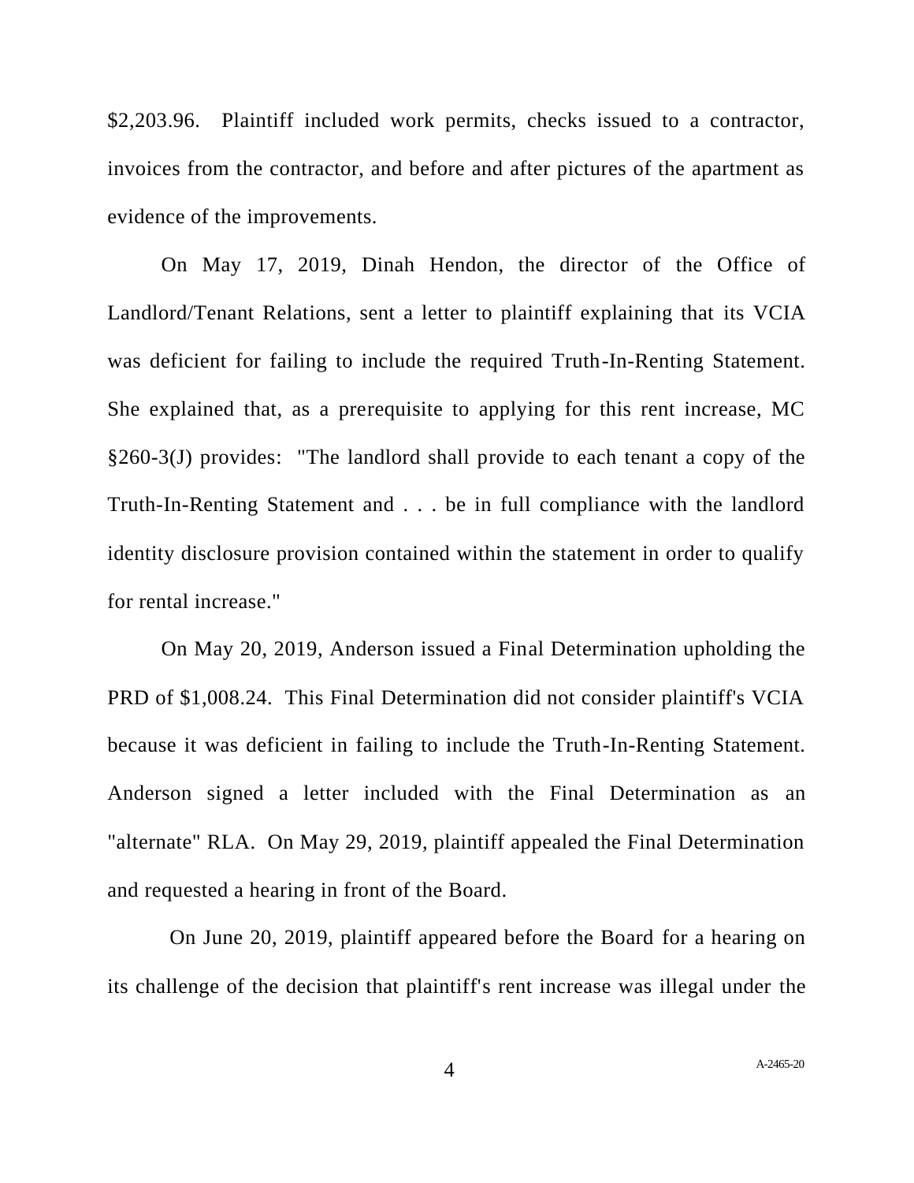$2,203.96. Plaintiff included work permits, checks issued to a contractor, invoices from the contractor, and before and after pictures of the apartment as evidence of the improvements.

On May 17, 2019, Dinah Hendon, the director of the Office of Landlord/Tenant Relations, sent a letter to plaintiff explaining that its VCIA was deficient for failing to include the required Truth-In-Renting Statement. She explained that, as a prerequisite to applying for this rent increase, MC §260-3(J) provides: "The landlord shall provide to each tenant a copy of the Truth-In-Renting Statement and . . . be in full compliance with the landlord identity disclosure provision contained within the statement in order to qualify for rental increase."

On May 20, 2019, Anderson issued a Final Determination upholding the PRD of $1,008.24. This Final Determination did not consider plaintiff's VCIA because it was deficient in failing to include the Truth-In-Renting Statement. Anderson signed a letter included with the Final Determination as an "alternate" RLA. On May 29, 2019, plaintiff appealed the Final Determination and requested a hearing in front of the Board.

On June 20, 2019, plaintiff appeared before the Board for a hearing on its challenge of the decision that plaintiff's rent increase was illegal under the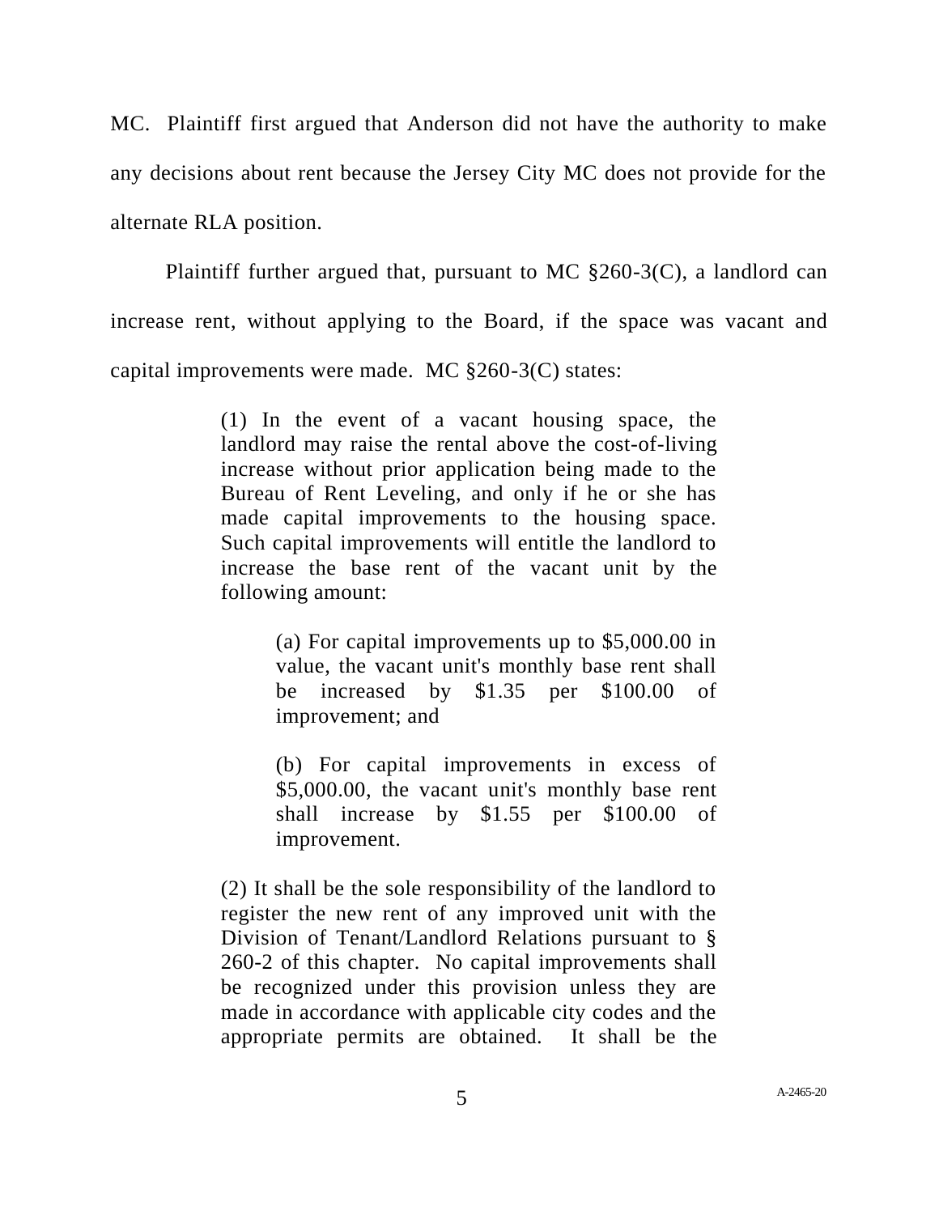MC. Plaintiff first argued that Anderson did not have the authority to make any decisions about rent because the Jersey City MC does not provide for the alternate RLA position.

Plaintiff further argued that, pursuant to MC §260-3(C), a landlord can increase rent, without applying to the Board, if the space was vacant and capital improvements were made. MC §260-3(C) states:

> (1) In the event of a vacant housing space, the landlord may raise the rental above the cost-of-living increase without prior application being made to the Bureau of Rent Leveling, and only if he or she has made capital improvements to the housing space. Such capital improvements will entitle the landlord to increase the base rent of the vacant unit by the following amount:
>
> > (a) For capital improvements up to $5,000.00 in value, the vacant unit's monthly base rent shall be increased by $1.35 per $100.00 of improvement; and
> >
> > (b) For capital improvements in excess of $5,000.00, the vacant unit's monthly base rent shall increase by $1.55 per $100.00 of improvement.
>
> (2) It shall be the sole responsibility of the landlord to register the new rent of any improved unit with the Division of Tenant/Landlord Relations pursuant to § 260-2 of this chapter. No capital improvements shall be recognized under this provision unless they are made in accordance with applicable city codes and the appropriate permits are obtained. It shall be the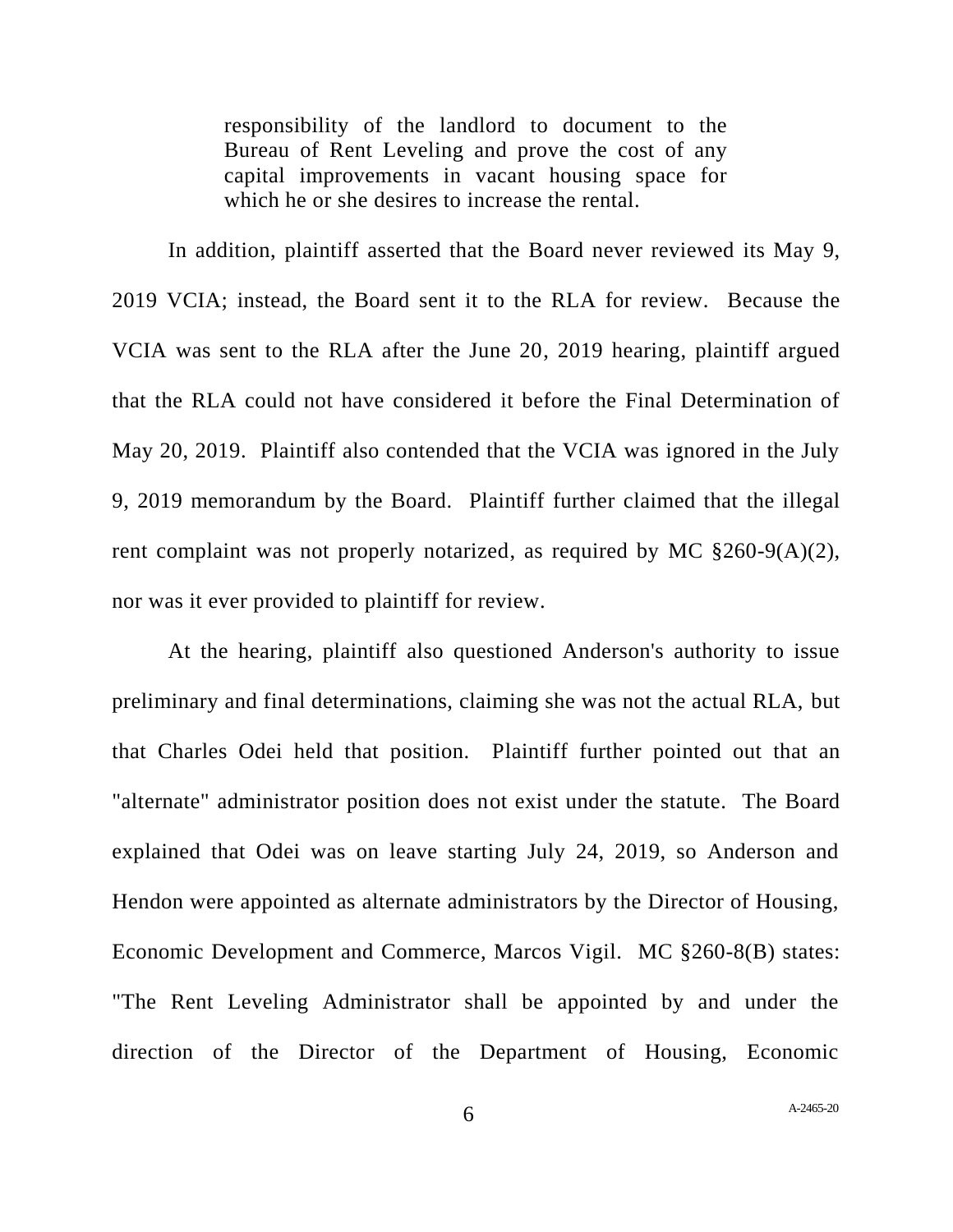> responsibility of the landlord to document to the Bureau of Rent Leveling and prove the cost of any capital improvements in vacant housing space for which he or she desires to increase the rental.

In addition, plaintiff asserted that the Board never reviewed its May 9, 2019 VCIA; instead, the Board sent it to the RLA for review. Because the VCIA was sent to the RLA after the June 20, 2019 hearing, plaintiff argued that the RLA could not have considered it before the Final Determination of May 20, 2019. Plaintiff also contended that the VCIA was ignored in the July 9, 2019 memorandum by the Board. Plaintiff further claimed that the illegal rent complaint was not properly notarized, as required by MC §260-9(A)(2), nor was it ever provided to plaintiff for review.

At the hearing, plaintiff also questioned Anderson's authority to issue preliminary and final determinations, claiming she was not the actual RLA, but that Charles Odei held that position. Plaintiff further pointed out that an "alternate" administrator position does not exist under the statute. The Board explained that Odei was on leave starting July 24, 2019, so Anderson and Hendon were appointed as alternate administrators by the Director of Housing, Economic Development and Commerce, Marcos Vigil. MC §260-8(B) states: "The Rent Leveling Administrator shall be appointed by and under the direction of the Director of the Department of Housing, Economic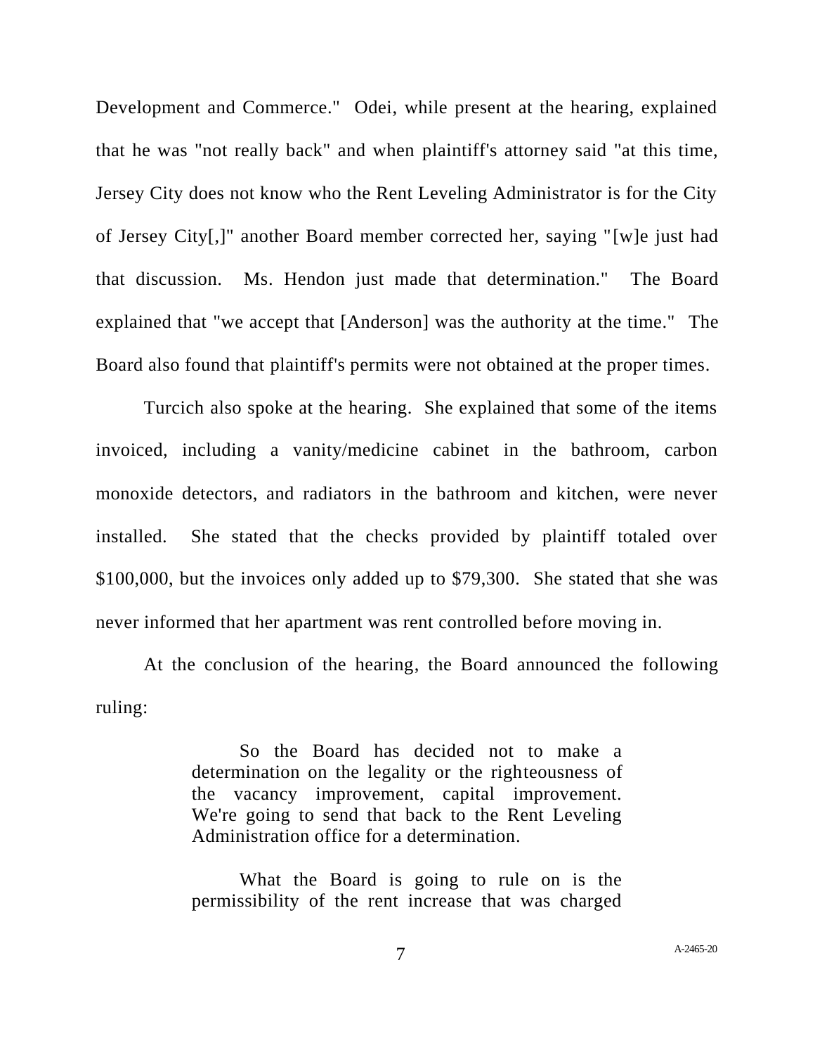Development and Commerce." Odei, while present at the hearing, explained that he was "not really back" and when plaintiff's attorney said "at this time, Jersey City does not know who the Rent Leveling Administrator is for the City of Jersey City[,]" another Board member corrected her, saying "[w]e just had that discussion. Ms. Hendon just made that determination." The Board explained that "we accept that [Anderson] was the authority at the time." The Board also found that plaintiff's permits were not obtained at the proper times.

Turcich also spoke at the hearing. She explained that some of the items invoiced, including a vanity/medicine cabinet in the bathroom, carbon monoxide detectors, and radiators in the bathroom and kitchen, were never installed. She stated that the checks provided by plaintiff totaled over $100,000, but the invoices only added up to $79,300. She stated that she was never informed that her apartment was rent controlled before moving in.

At the conclusion of the hearing, the Board announced the following ruling:

> So the Board has decided not to make a determination on the legality or the righteousness of the vacancy improvement, capital improvement. We're going to send that back to the Rent Leveling Administration office for a determination.
>
> What the Board is going to rule on is the permissibility of the rent increase that was charged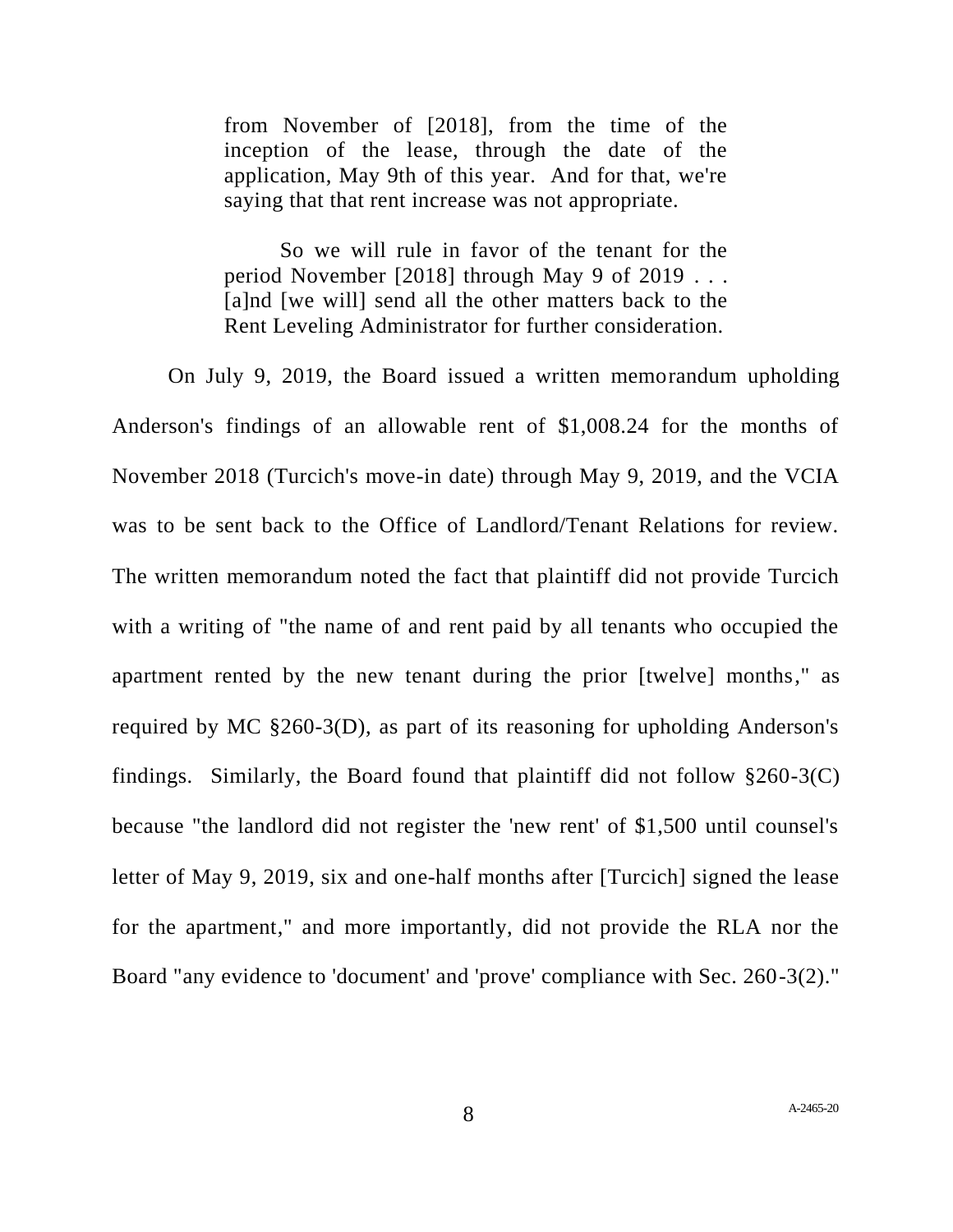> from November of [2018], from the time of the inception of the lease, through the date of the application, May 9th of this year. And for that, we're saying that that rent increase was not appropriate.
>
> So we will rule in favor of the tenant for the period November [2018] through May 9 of 2019 . . . [a]nd [we will] send all the other matters back to the Rent Leveling Administrator for further consideration.

On July 9, 2019, the Board issued a written memorandum upholding Anderson's findings of an allowable rent of $1,008.24 for the months of November 2018 (Turcich's move-in date) through May 9, 2019, and the VCIA was to be sent back to the Office of Landlord/Tenant Relations for review. The written memorandum noted the fact that plaintiff did not provide Turcich with a writing of "the name of and rent paid by all tenants who occupied the apartment rented by the new tenant during the prior [twelve] months," as required by MC §260-3(D), as part of its reasoning for upholding Anderson's findings. Similarly, the Board found that plaintiff did not follow §260-3(C) because "the landlord did not register the 'new rent' of $1,500 until counsel's letter of May 9, 2019, six and one-half months after [Turcich] signed the lease for the apartment," and more importantly, did not provide the RLA nor the Board "any evidence to 'document' and 'prove' compliance with Sec. 260-3(2)."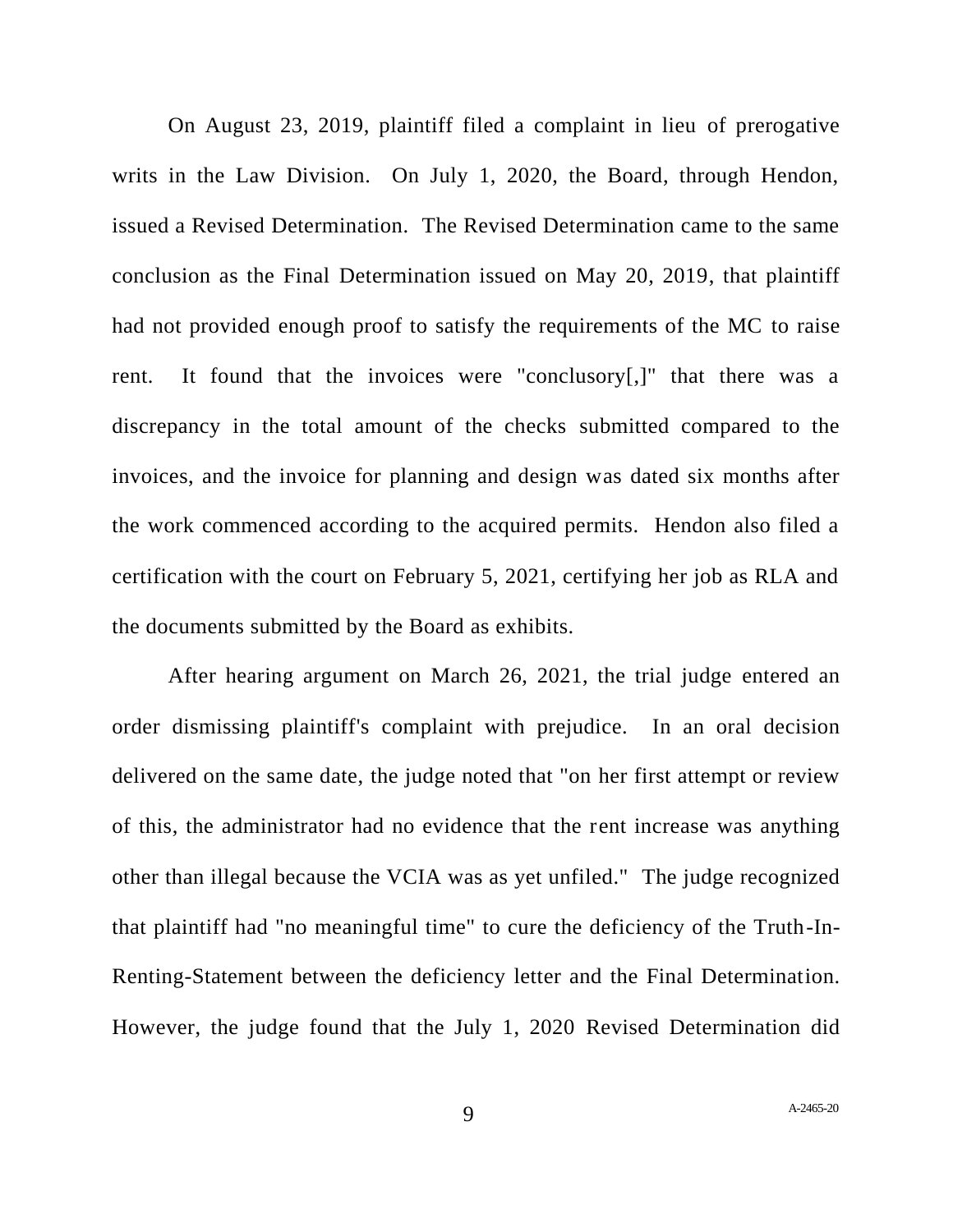On August 23, 2019, plaintiff filed a complaint in lieu of prerogative writs in the Law Division. On July 1, 2020, the Board, through Hendon, issued a Revised Determination. The Revised Determination came to the same conclusion as the Final Determination issued on May 20, 2019, that plaintiff had not provided enough proof to satisfy the requirements of the MC to raise rent. It found that the invoices were "conclusory[,]" that there was a discrepancy in the total amount of the checks submitted compared to the invoices, and the invoice for planning and design was dated six months after the work commenced according to the acquired permits. Hendon also filed a certification with the court on February 5, 2021, certifying her job as RLA and the documents submitted by the Board as exhibits.

After hearing argument on March 26, 2021, the trial judge entered an order dismissing plaintiff's complaint with prejudice. In an oral decision delivered on the same date, the judge noted that "on her first attempt or review of this, the administrator had no evidence that the rent increase was anything other than illegal because the VCIA was as yet unfiled." The judge recognized that plaintiff had "no meaningful time" to cure the deficiency of the Truth-In-Renting-Statement between the deficiency letter and the Final Determination. However, the judge found that the July 1, 2020 Revised Determination did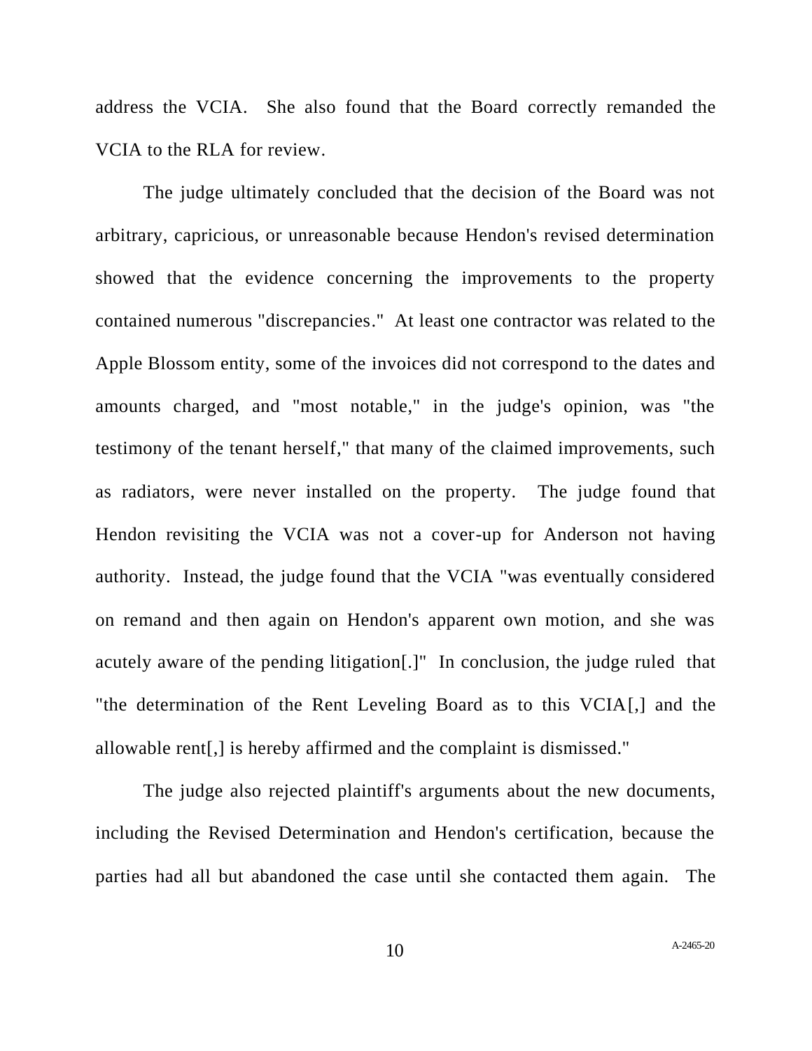address the VCIA. She also found that the Board correctly remanded the VCIA to the RLA for review.

The judge ultimately concluded that the decision of the Board was not arbitrary, capricious, or unreasonable because Hendon's revised determination showed that the evidence concerning the improvements to the property contained numerous "discrepancies." At least one contractor was related to the Apple Blossom entity, some of the invoices did not correspond to the dates and amounts charged, and "most notable," in the judge's opinion, was "the testimony of the tenant herself," that many of the claimed improvements, such as radiators, were never installed on the property. The judge found that Hendon revisiting the VCIA was not a cover-up for Anderson not having authority. Instead, the judge found that the VCIA "was eventually considered on remand and then again on Hendon's apparent own motion, and she was acutely aware of the pending litigation[.]" In conclusion, the judge ruled that "the determination of the Rent Leveling Board as to this VCIA[,] and the allowable rent[,] is hereby affirmed and the complaint is dismissed."

The judge also rejected plaintiff's arguments about the new documents, including the Revised Determination and Hendon's certification, because the parties had all but abandoned the case until she contacted them again. The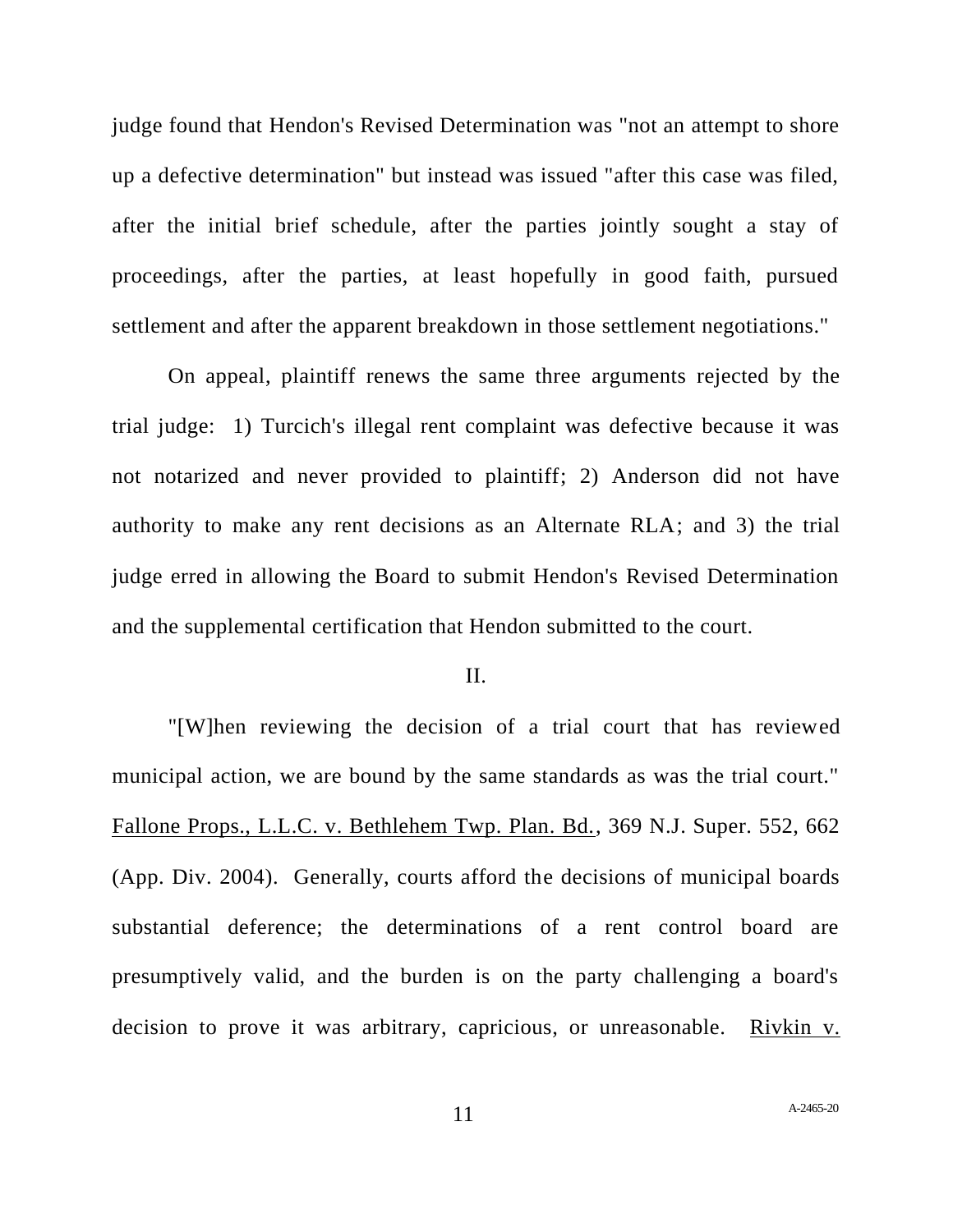judge found that Hendon's Revised Determination was "not an attempt to shore up a defective determination" but instead was issued "after this case was filed, after the initial brief schedule, after the parties jointly sought a stay of proceedings, after the parties, at least hopefully in good faith, pursued settlement and after the apparent breakdown in those settlement negotiations."

On appeal, plaintiff renews the same three arguments rejected by the trial judge: 1) Turcich's illegal rent complaint was defective because it was not notarized and never provided to plaintiff; 2) Anderson did not have authority to make any rent decisions as an Alternate RLA; and 3) the trial judge erred in allowing the Board to submit Hendon's Revised Determination and the supplemental certification that Hendon submitted to the court.

II.

"[W]hen reviewing the decision of a trial court that has reviewed municipal action, we are bound by the same standards as was the trial court." Fallone Props., L.L.C. v. Bethlehem Twp. Plan. Bd., 369 N.J. Super. 552, 662 (App. Div. 2004). Generally, courts afford the decisions of municipal boards substantial deference; the determinations of a rent control board are presumptively valid, and the burden is on the party challenging a board's decision to prove it was arbitrary, capricious, or unreasonable. Rivkin v.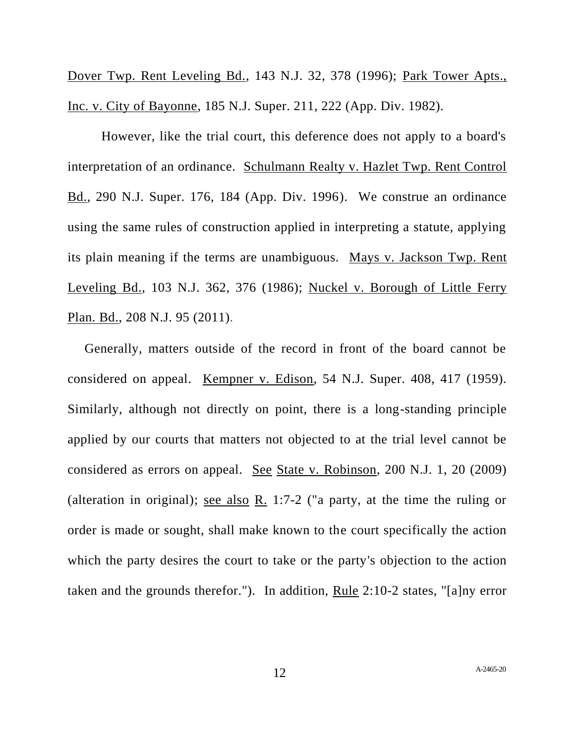Dover Twp. Rent Leveling Bd., 143 N.J. 32, 378 (1996); Park Tower Apts., Inc. v. City of Bayonne, 185 N.J. Super. 211, 222 (App. Div. 1982).

However, like the trial court, this deference does not apply to a board's interpretation of an ordinance. Schulmann Realty v. Hazlet Twp. Rent Control Bd., 290 N.J. Super. 176, 184 (App. Div. 1996). We construe an ordinance using the same rules of construction applied in interpreting a statute, applying its plain meaning if the terms are unambiguous. Mays v. Jackson Twp. Rent Leveling Bd., 103 N.J. 362, 376 (1986); Nuckel v. Borough of Little Ferry Plan. Bd., 208 N.J. 95 (2011).

Generally, matters outside of the record in front of the board cannot be considered on appeal. Kempner v. Edison, 54 N.J. Super. 408, 417 (1959). Similarly, although not directly on point, there is a long-standing principle applied by our courts that matters not objected to at the trial level cannot be considered as errors on appeal. See State v. Robinson, 200 N.J. 1, 20 (2009) (alteration in original); see also R. 1:7-2 ("a party, at the time the ruling or order is made or sought, shall make known to the court specifically the action which the party desires the court to take or the party's objection to the action taken and the grounds therefor."). In addition, Rule 2:10-2 states, "[a]ny error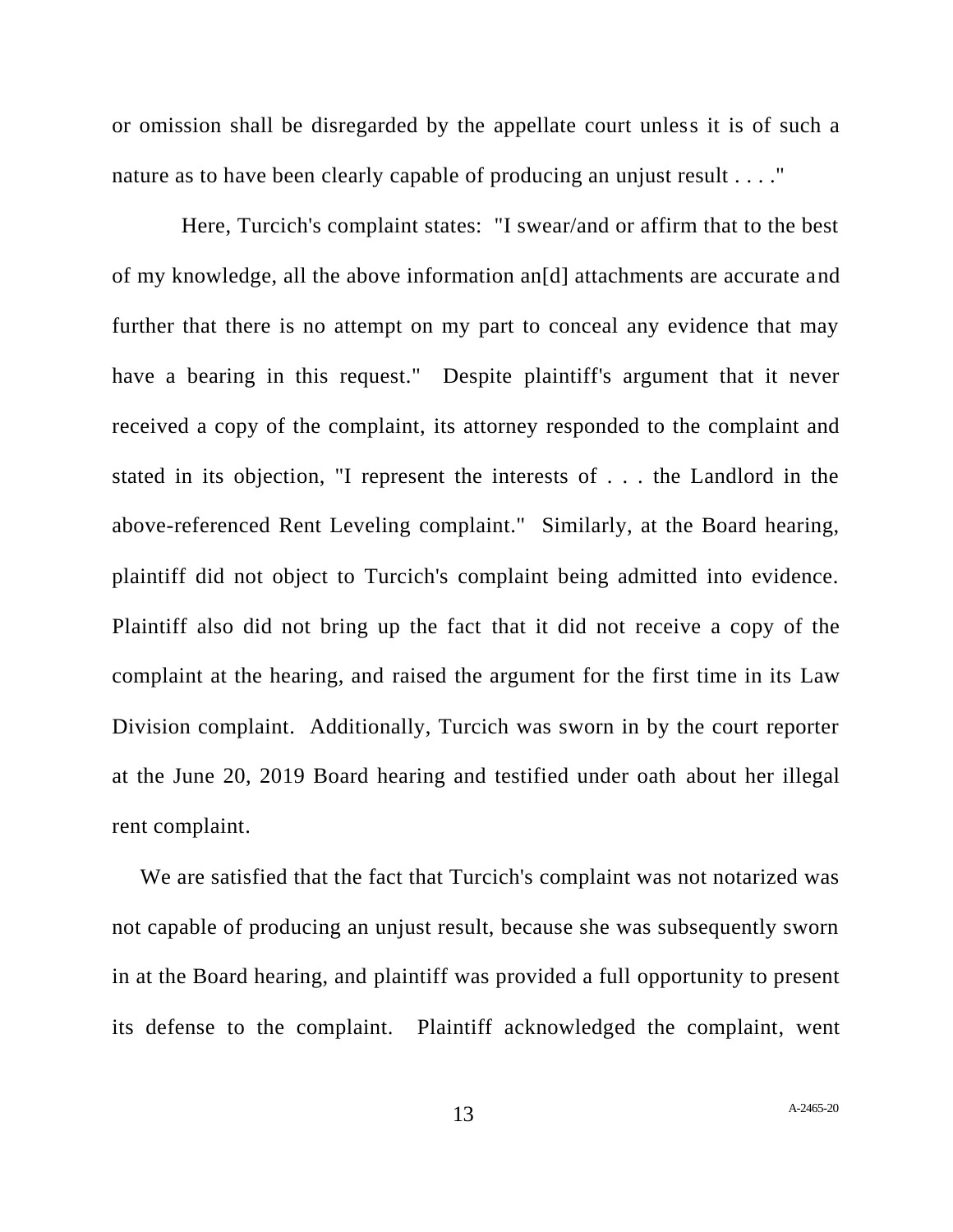or omission shall be disregarded by the appellate court unless it is of such a nature as to have been clearly capable of producing an unjust result . . . ."

Here, Turcich's complaint states: "I swear/and or affirm that to the best of my knowledge, all the above information an[d] attachments are accurate and further that there is no attempt on my part to conceal any evidence that may have a bearing in this request." Despite plaintiff's argument that it never received a copy of the complaint, its attorney responded to the complaint and stated in its objection, "I represent the interests of . . . the Landlord in the above-referenced Rent Leveling complaint." Similarly, at the Board hearing, plaintiff did not object to Turcich's complaint being admitted into evidence. Plaintiff also did not bring up the fact that it did not receive a copy of the complaint at the hearing, and raised the argument for the first time in its Law Division complaint. Additionally, Turcich was sworn in by the court reporter at the June 20, 2019 Board hearing and testified under oath about her illegal rent complaint.

We are satisfied that the fact that Turcich's complaint was not notarized was not capable of producing an unjust result, because she was subsequently sworn in at the Board hearing, and plaintiff was provided a full opportunity to present its defense to the complaint. Plaintiff acknowledged the complaint, went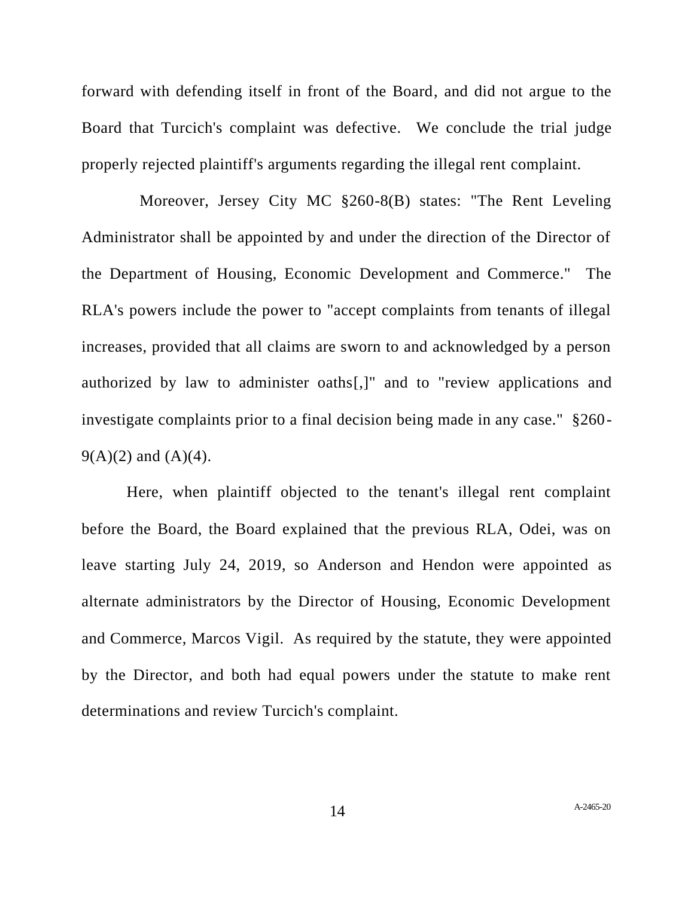forward with defending itself in front of the Board, and did not argue to the Board that Turcich's complaint was defective. We conclude the trial judge properly rejected plaintiff's arguments regarding the illegal rent complaint.

Moreover, Jersey City MC §260-8(B) states: "The Rent Leveling Administrator shall be appointed by and under the direction of the Director of the Department of Housing, Economic Development and Commerce." The RLA's powers include the power to "accept complaints from tenants of illegal increases, provided that all claims are sworn to and acknowledged by a person authorized by law to administer oaths[,]" and to "review applications and investigate complaints prior to a final decision being made in any case." §260-9(A)(2) and (A)(4).

Here, when plaintiff objected to the tenant's illegal rent complaint before the Board, the Board explained that the previous RLA, Odei, was on leave starting July 24, 2019, so Anderson and Hendon were appointed as alternate administrators by the Director of Housing, Economic Development and Commerce, Marcos Vigil. As required by the statute, they were appointed by the Director, and both had equal powers under the statute to make rent determinations and review Turcich's complaint.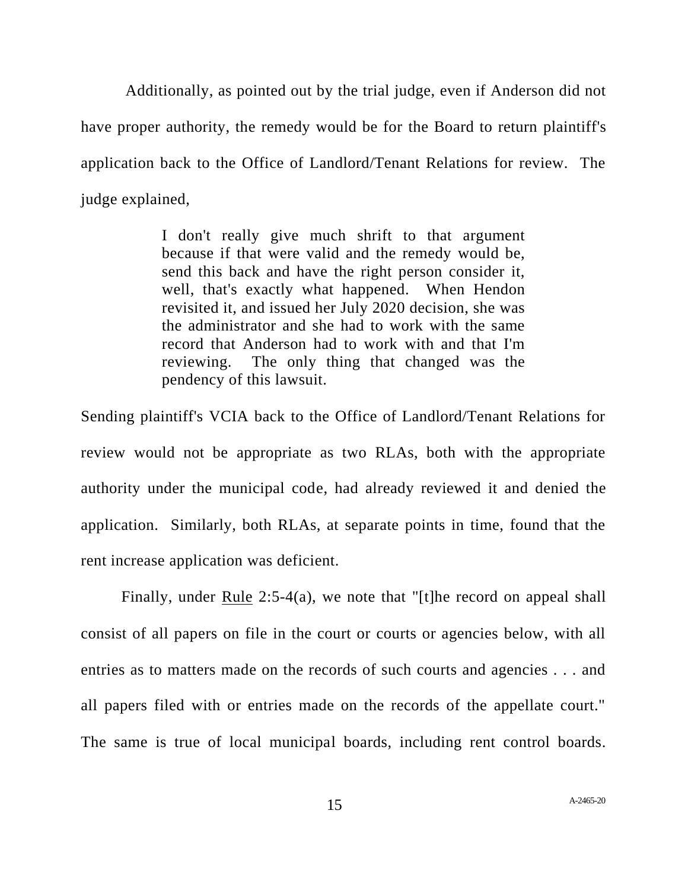Additionally, as pointed out by the trial judge, even if Anderson did not have proper authority, the remedy would be for the Board to return plaintiff's application back to the Office of Landlord/Tenant Relations for review. The judge explained,

> I don't really give much shrift to that argument because if that were valid and the remedy would be, send this back and have the right person consider it, well, that's exactly what happened. When Hendon revisited it, and issued her July 2020 decision, she was the administrator and she had to work with the same record that Anderson had to work with and that I'm reviewing. The only thing that changed was the pendency of this lawsuit.

Sending plaintiff's VCIA back to the Office of Landlord/Tenant Relations for review would not be appropriate as two RLAs, both with the appropriate authority under the municipal code, had already reviewed it and denied the application. Similarly, both RLAs, at separate points in time, found that the rent increase application was deficient.

Finally, under Rule 2:5-4(a), we note that "[t]he record on appeal shall consist of all papers on file in the court or courts or agencies below, with all entries as to matters made on the records of such courts and agencies . . . and all papers filed with or entries made on the records of the appellate court." The same is true of local municipal boards, including rent control boards.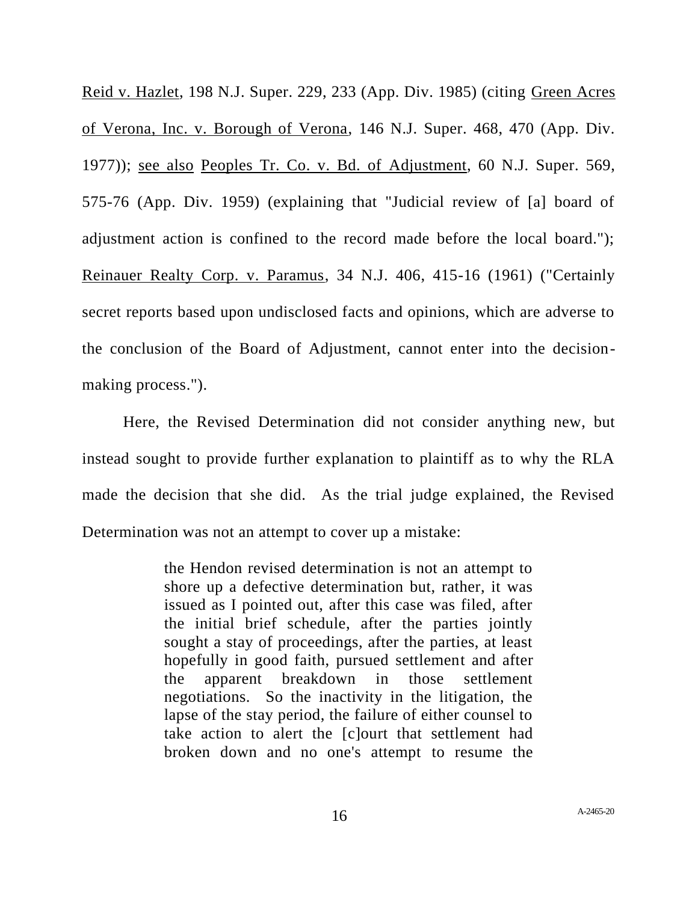Reid v. Hazlet, 198 N.J. Super. 229, 233 (App. Div. 1985) (citing Green Acres of Verona, Inc. v. Borough of Verona, 146 N.J. Super. 468, 470 (App. Div. 1977)); see also Peoples Tr. Co. v. Bd. of Adjustment, 60 N.J. Super. 569, 575-76 (App. Div. 1959) (explaining that "Judicial review of [a] board of adjustment action is confined to the record made before the local board."); Reinauer Realty Corp. v. Paramus, 34 N.J. 406, 415-16 (1961) ("Certainly secret reports based upon undisclosed facts and opinions, which are adverse to the conclusion of the Board of Adjustment, cannot enter into the decision-making process.").

Here, the Revised Determination did not consider anything new, but instead sought to provide further explanation to plaintiff as to why the RLA made the decision that she did. As the trial judge explained, the Revised Determination was not an attempt to cover up a mistake:

> the Hendon revised determination is not an attempt to shore up a defective determination but, rather, it was issued as I pointed out, after this case was filed, after the initial brief schedule, after the parties jointly sought a stay of proceedings, after the parties, at least hopefully in good faith, pursued settlement and after the apparent breakdown in those settlement negotiations. So the inactivity in the litigation, the lapse of the stay period, the failure of either counsel to take action to alert the [c]ourt that settlement had broken down and no one's attempt to resume the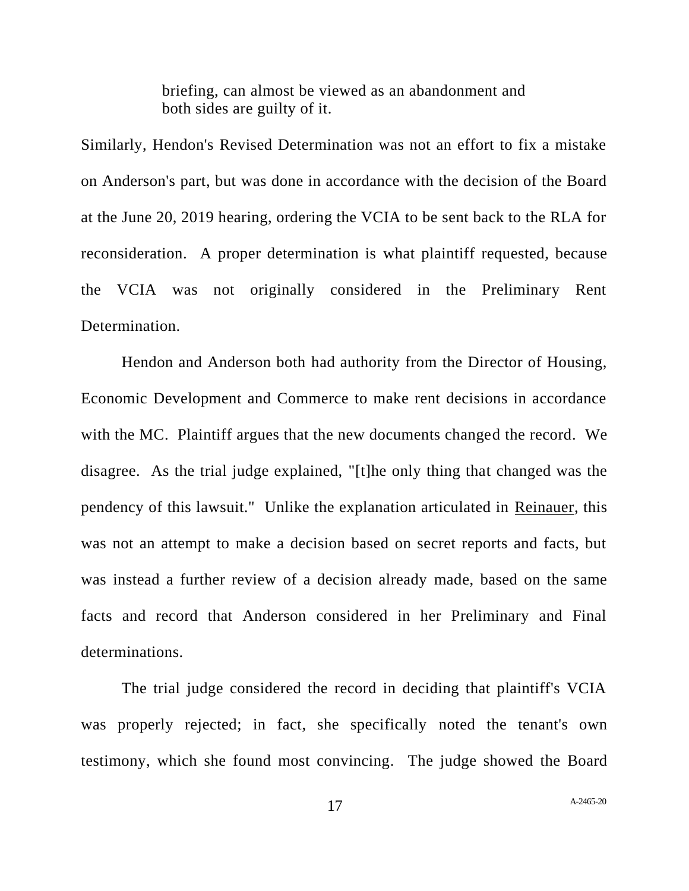> briefing, can almost be viewed as an abandonment and both sides are guilty of it.

Similarly, Hendon's Revised Determination was not an effort to fix a mistake on Anderson's part, but was done in accordance with the decision of the Board at the June 20, 2019 hearing, ordering the VCIA to be sent back to the RLA for reconsideration. A proper determination is what plaintiff requested, because the VCIA was not originally considered in the Preliminary Rent Determination.

Hendon and Anderson both had authority from the Director of Housing, Economic Development and Commerce to make rent decisions in accordance with the MC. Plaintiff argues that the new documents changed the record. We disagree. As the trial judge explained, "[t]he only thing that changed was the pendency of this lawsuit." Unlike the explanation articulated in Reinauer, this was not an attempt to make a decision based on secret reports and facts, but was instead a further review of a decision already made, based on the same facts and record that Anderson considered in her Preliminary and Final determinations.

The trial judge considered the record in deciding that plaintiff's VCIA was properly rejected; in fact, she specifically noted the tenant's own testimony, which she found most convincing. The judge showed the Board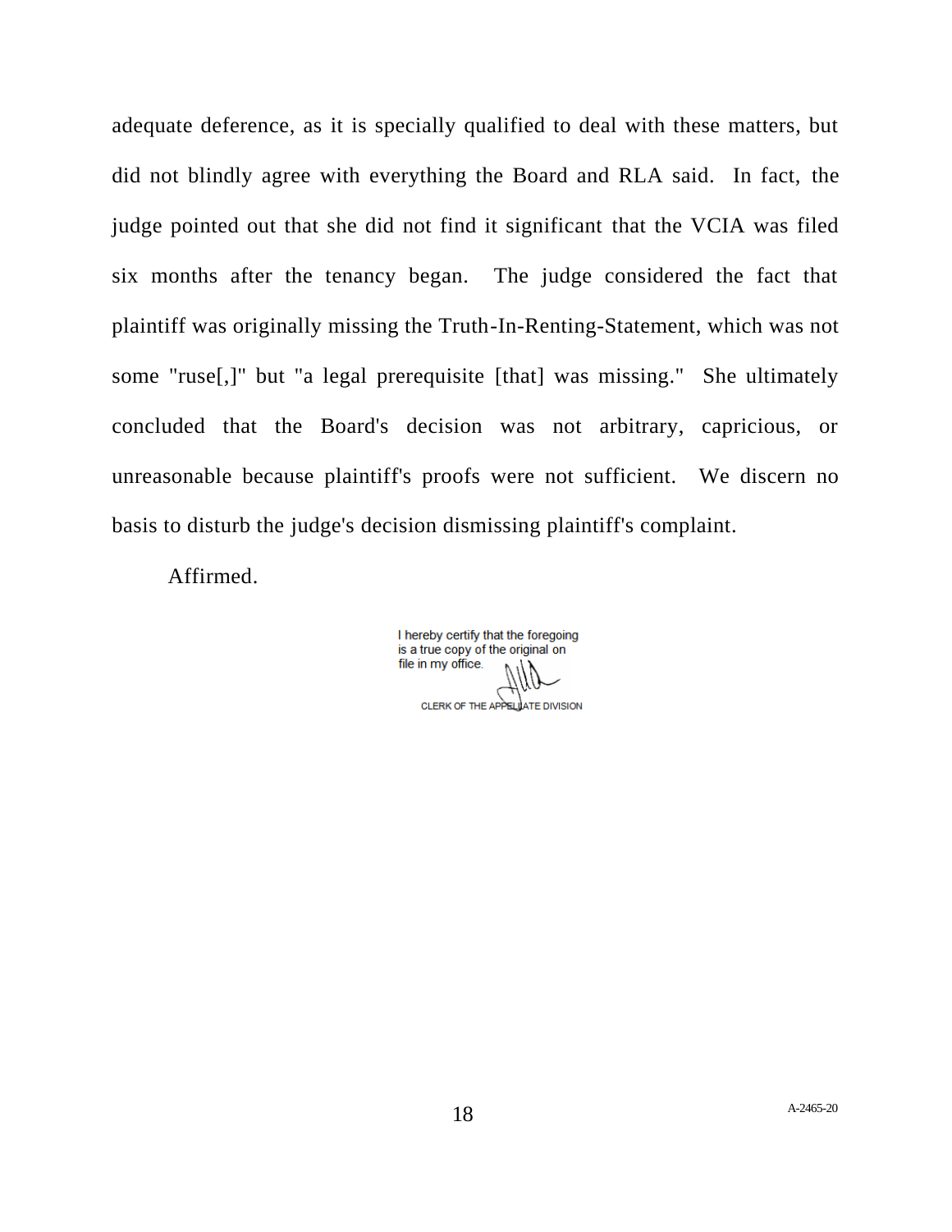adequate deference, as it is specially qualified to deal with these matters, but did not blindly agree with everything the Board and RLA said. In fact, the judge pointed out that she did not find it significant that the VCIA was filed six months after the tenancy began. The judge considered the fact that plaintiff was originally missing the Truth-In-Renting-Statement, which was not some "ruse[,]" but "a legal prerequisite [that] was missing." She ultimately concluded that the Board's decision was not arbitrary, capricious, or unreasonable because plaintiff's proofs were not sufficient. We discern no basis to disturb the judge's decision dismissing plaintiff's complaint.

Affirmed.

I hereby certify that the foregoing is a true copy of the original on file in my office.

CLERK OF THE APPELLATE DIVISION